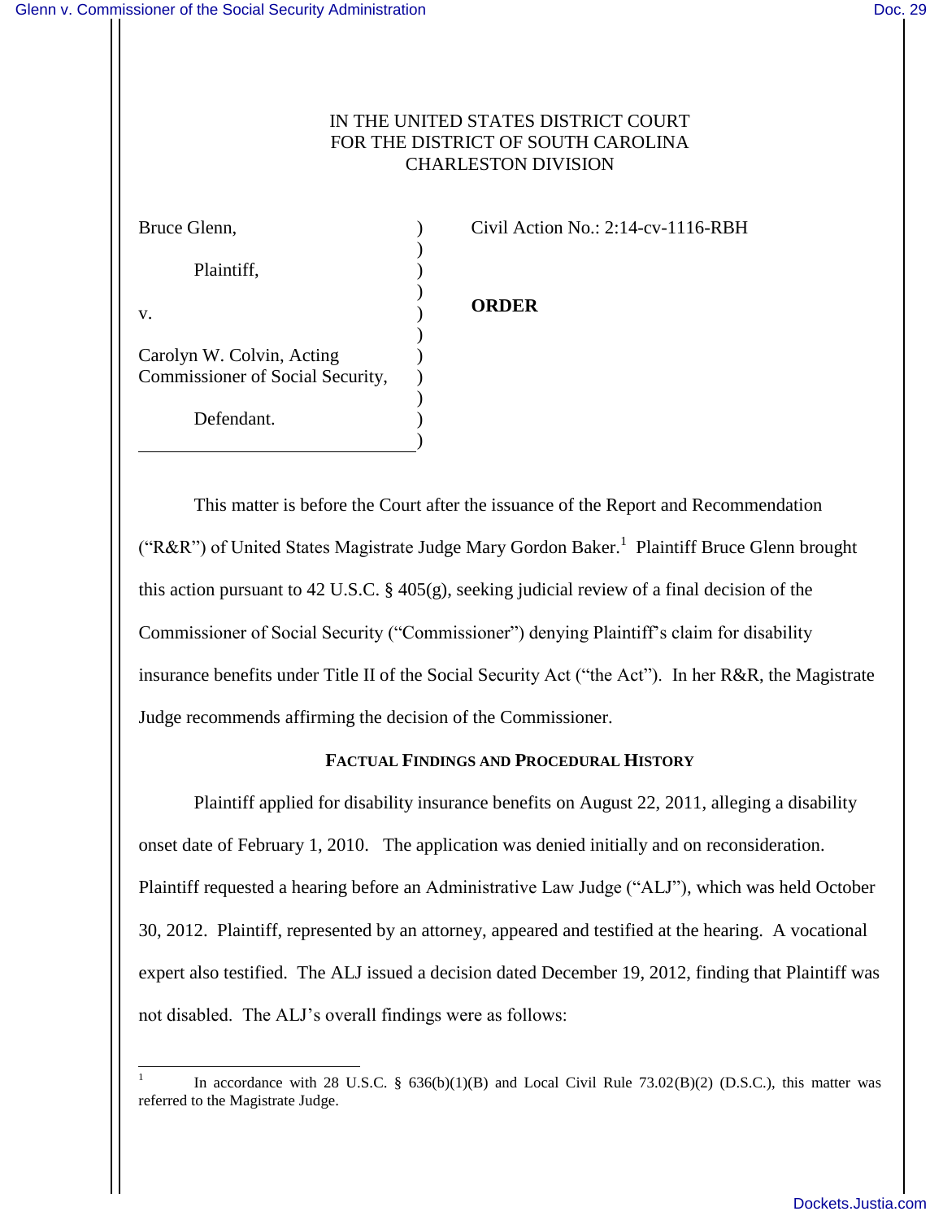IN THE UNITED STATES DISTRICT COURT
FOR THE DISTRICT OF SOUTH CAROLINA
CHARLESTON DIVISION

| | |
|---|---|
| Bruce Glenn,<br><br>Plaintiff,<br><br>v.<br><br>Carolyn W. Colvin, Acting Commissioner of Social Security,<br><br>Defendant. | Civil Action No.: 2:14-cv-1116-RBH<br><br>**ORDER** |

This matter is before the Court after the issuance of the Report and Recommendation ("R&R") of United States Magistrate Judge Mary Gordon Baker.[1] Plaintiff Bruce Glenn brought this action pursuant to 42 U.S.C. § 405(g), seeking judicial review of a final decision of the Commissioner of Social Security ("Commissioner") denying Plaintiff's claim for disability insurance benefits under Title II of the Social Security Act ("the Act"). In her R&R, the Magistrate Judge recommends affirming the decision of the Commissioner.

**FACTUAL FINDINGS AND PROCEDURAL HISTORY**

Plaintiff applied for disability insurance benefits on August 22, 2011, alleging a disability onset date of February 1, 2010. The application was denied initially and on reconsideration. Plaintiff requested a hearing before an Administrative Law Judge ("ALJ"), which was held October 30, 2012. Plaintiff, represented by an attorney, appeared and testified at the hearing. A vocational expert also testified. The ALJ issued a decision dated December 19, 2012, finding that Plaintiff was not disabled. The ALJ's overall findings were as follows:

[1] In accordance with 28 U.S.C. § 636(b)(1)(B) and Local Civil Rule 73.02(B)(2) (D.S.C.), this matter was referred to the Magistrate Judge.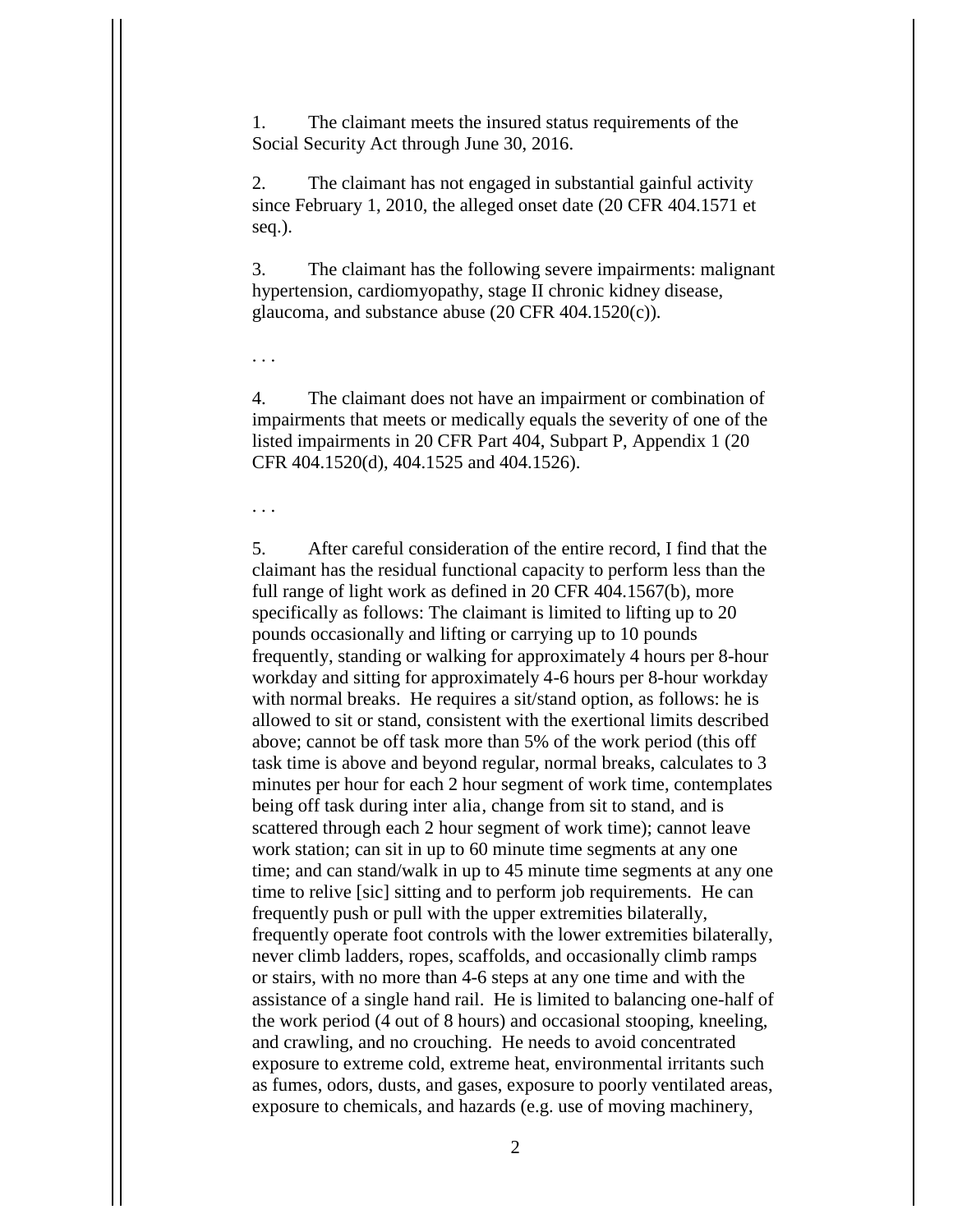1. The claimant meets the insured status requirements of the Social Security Act through June 30, 2016.

2. The claimant has not engaged in substantial gainful activity since February 1, 2010, the alleged onset date (20 CFR 404.1571 et seq.).

3. The claimant has the following severe impairments: malignant hypertension, cardiomyopathy, stage II chronic kidney disease, glaucoma, and substance abuse (20 CFR 404.1520(c)).

. . .

4. The claimant does not have an impairment or combination of impairments that meets or medically equals the severity of one of the listed impairments in 20 CFR Part 404, Subpart P, Appendix 1 (20 CFR 404.1520(d), 404.1525 and 404.1526).

. . .

5. After careful consideration of the entire record, I find that the claimant has the residual functional capacity to perform less than the full range of light work as defined in 20 CFR 404.1567(b), more specifically as follows: The claimant is limited to lifting up to 20 pounds occasionally and lifting or carrying up to 10 pounds frequently, standing or walking for approximately 4 hours per 8-hour workday and sitting for approximately 4-6 hours per 8-hour workday with normal breaks. He requires a sit/stand option, as follows: he is allowed to sit or stand, consistent with the exertional limits described above; cannot be off task more than 5% of the work period (this off task time is above and beyond regular, normal breaks, calculates to 3 minutes per hour for each 2 hour segment of work time, contemplates being off task during inter *alia*, change from sit to stand, and is scattered through each 2 hour segment of work time); cannot leave work station; can sit in up to 60 minute time segments at any one time; and can stand/walk in up to 45 minute time segments at any one time to relive [sic] sitting and to perform job requirements. He can frequently push or pull with the upper extremities bilaterally, frequently operate foot controls with the lower extremities bilaterally, never climb ladders, ropes, scaffolds, and occasionally climb ramps or stairs, with no more than 4-6 steps at any one time and with the assistance of a single hand rail. He is limited to balancing one-half of the work period (4 out of 8 hours) and occasional stooping, kneeling, and crawling, and no crouching. He needs to avoid concentrated exposure to extreme cold, extreme heat, environmental irritants such as fumes, odors, dusts, and gases, exposure to poorly ventilated areas, exposure to chemicals, and hazards (e.g. use of moving machinery,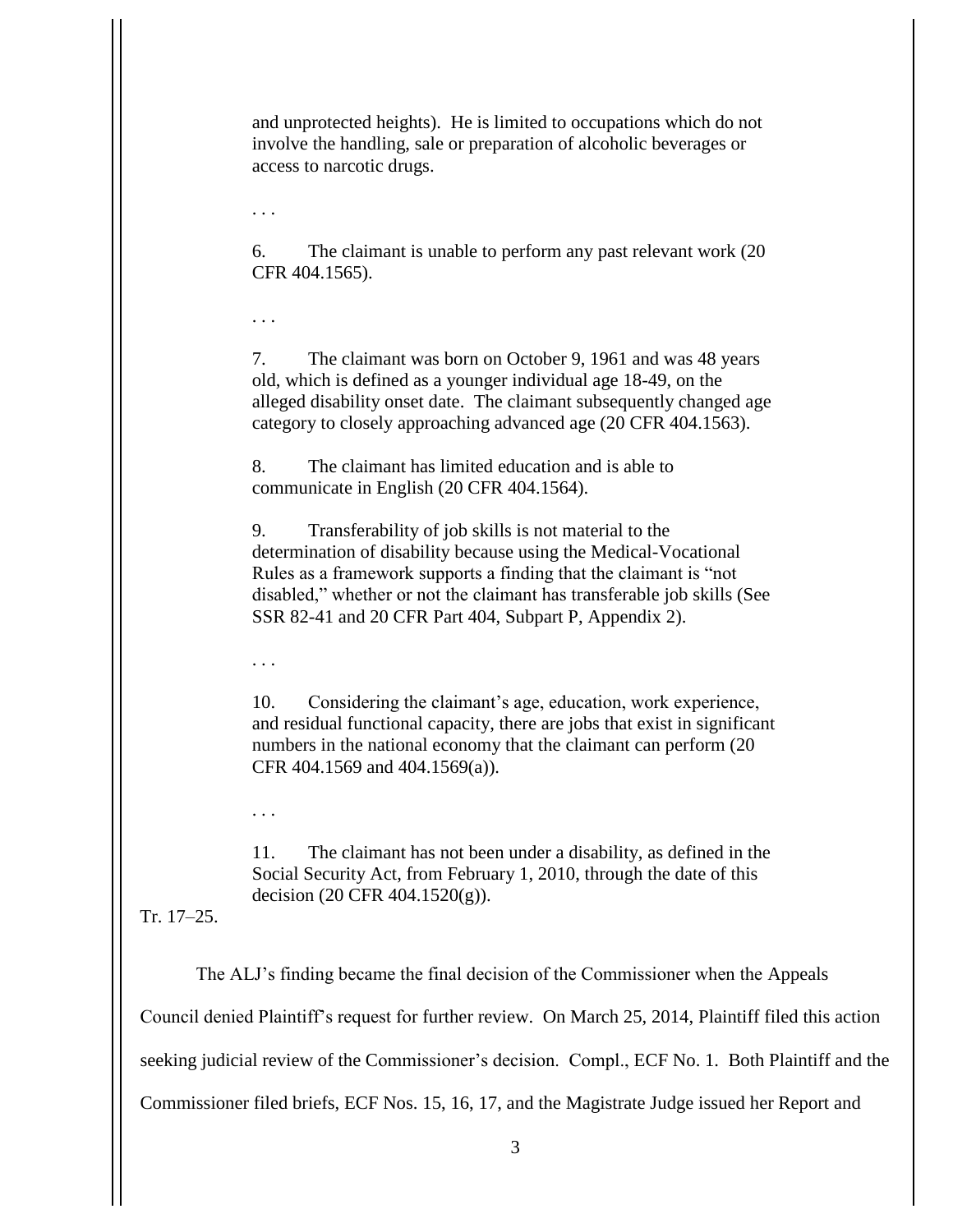> and unprotected heights). He is limited to occupations which do not involve the handling, sale or preparation of alcoholic beverages or access to narcotic drugs.
>
> . . .
>
> 6. The claimant is unable to perform any past relevant work (20 CFR 404.1565).
>
> . . .
>
> 7. The claimant was born on October 9, 1961 and was 48 years old, which is defined as a younger individual age 18-49, on the alleged disability onset date. The claimant subsequently changed age category to closely approaching advanced age (20 CFR 404.1563).
>
> 8. The claimant has limited education and is able to communicate in English (20 CFR 404.1564).
>
> 9. Transferability of job skills is not material to the determination of disability because using the Medical-Vocational Rules as a framework supports a finding that the claimant is "not disabled," whether or not the claimant has transferable job skills (See SSR 82-41 and 20 CFR Part 404, Subpart P, Appendix 2).
>
> . . .
>
> 10. Considering the claimant's age, education, work experience, and residual functional capacity, there are jobs that exist in significant numbers in the national economy that the claimant can perform (20 CFR 404.1569 and 404.1569(a)).
>
> . . .
>
> 11. The claimant has not been under a disability, as defined in the Social Security Act, from February 1, 2010, through the date of this decision (20 CFR 404.1520(g)).

Tr. 17–25.

The ALJ's finding became the final decision of the Commissioner when the Appeals Council denied Plaintiff's request for further review. On March 25, 2014, Plaintiff filed this action seeking judicial review of the Commissioner's decision. Compl., ECF No. 1. Both Plaintiff and the Commissioner filed briefs, ECF Nos. 15, 16, 17, and the Magistrate Judge issued her Report and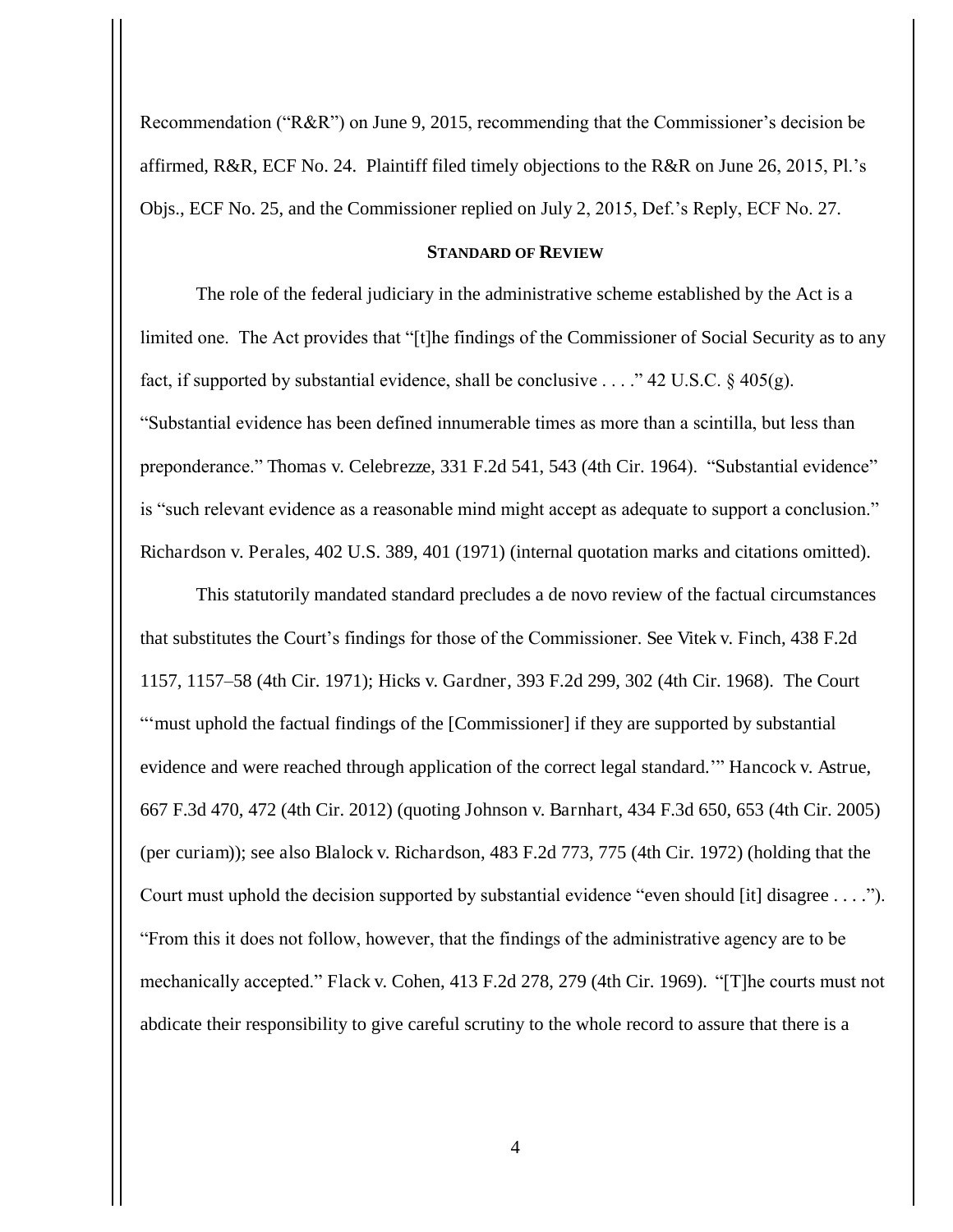Recommendation ("R&R") on June 9, 2015, recommending that the Commissioner's decision be affirmed, R&R, ECF No. 24. Plaintiff filed timely objections to the R&R on June 26, 2015, Pl.'s Objs., ECF No. 25, and the Commissioner replied on July 2, 2015, Def.'s Reply, ECF No. 27.

**STANDARD OF REVIEW**

The role of the federal judiciary in the administrative scheme established by the Act is a limited one. The Act provides that "[t]he findings of the Commissioner of Social Security as to any fact, if supported by substantial evidence, shall be conclusive . . . ." 42 U.S.C. § 405(g). "Substantial evidence has been defined innumerable times as more than a scintilla, but less than preponderance." Thomas v. Celebrezze, 331 F.2d 541, 543 (4th Cir. 1964). "Substantial evidence" is "such relevant evidence as a reasonable mind might accept as adequate to support a conclusion." Richardson v. Perales, 402 U.S. 389, 401 (1971) (internal quotation marks and citations omitted).

This statutorily mandated standard precludes a de novo review of the factual circumstances that substitutes the Court's findings for those of the Commissioner. See Vitek v. Finch, 438 F.2d 1157, 1157–58 (4th Cir. 1971); Hicks v. Gardner, 393 F.2d 299, 302 (4th Cir. 1968). The Court "'must uphold the factual findings of the [Commissioner] if they are supported by substantial evidence and were reached through application of the correct legal standard.'" Hancock v. Astrue, 667 F.3d 470, 472 (4th Cir. 2012) (quoting Johnson v. Barnhart, 434 F.3d 650, 653 (4th Cir. 2005) (per curiam)); see also Blalock v. Richardson, 483 F.2d 773, 775 (4th Cir. 1972) (holding that the Court must uphold the decision supported by substantial evidence "even should [it] disagree . . . ."). "From this it does not follow, however, that the findings of the administrative agency are to be mechanically accepted." Flack v. Cohen, 413 F.2d 278, 279 (4th Cir. 1969). "[T]he courts must not abdicate their responsibility to give careful scrutiny to the whole record to assure that there is a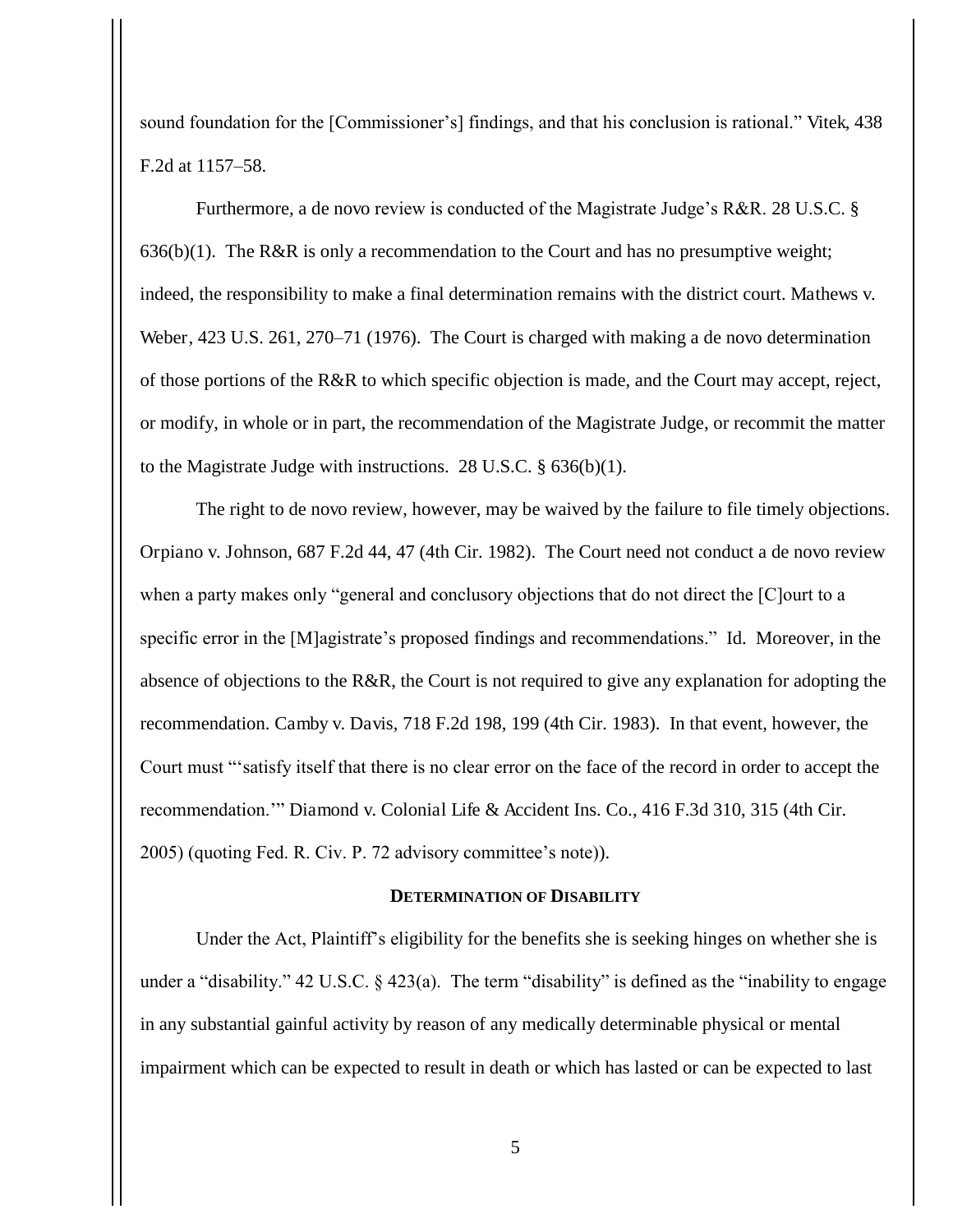sound foundation for the [Commissioner's] findings, and that his conclusion is rational." Vitek, 438 F.2d at 1157–58.

Furthermore, a de novo review is conducted of the Magistrate Judge's R&R. 28 U.S.C. § 636(b)(1). The R&R is only a recommendation to the Court and has no presumptive weight; indeed, the responsibility to make a final determination remains with the district court. Mathews v. Weber, 423 U.S. 261, 270–71 (1976). The Court is charged with making a de novo determination of those portions of the R&R to which specific objection is made, and the Court may accept, reject, or modify, in whole or in part, the recommendation of the Magistrate Judge, or recommit the matter to the Magistrate Judge with instructions. 28 U.S.C. § 636(b)(1).

The right to de novo review, however, may be waived by the failure to file timely objections. Orpiano v. Johnson, 687 F.2d 44, 47 (4th Cir. 1982). The Court need not conduct a de novo review when a party makes only "general and conclusory objections that do not direct the [C]ourt to a specific error in the [M]agistrate's proposed findings and recommendations." Id. Moreover, in the absence of objections to the R&R, the Court is not required to give any explanation for adopting the recommendation. Camby v. Davis, 718 F.2d 198, 199 (4th Cir. 1983). In that event, however, the Court must "'satisfy itself that there is no clear error on the face of the record in order to accept the recommendation.'" Diamond v. Colonial Life & Accident Ins. Co., 416 F.3d 310, 315 (4th Cir. 2005) (quoting Fed. R. Civ. P. 72 advisory committee's note)).

## DETERMINATION OF DISABILITY

Under the Act, Plaintiff's eligibility for the benefits she is seeking hinges on whether she is under a "disability." 42 U.S.C. § 423(a). The term "disability" is defined as the "inability to engage in any substantial gainful activity by reason of any medically determinable physical or mental impairment which can be expected to result in death or which has lasted or can be expected to last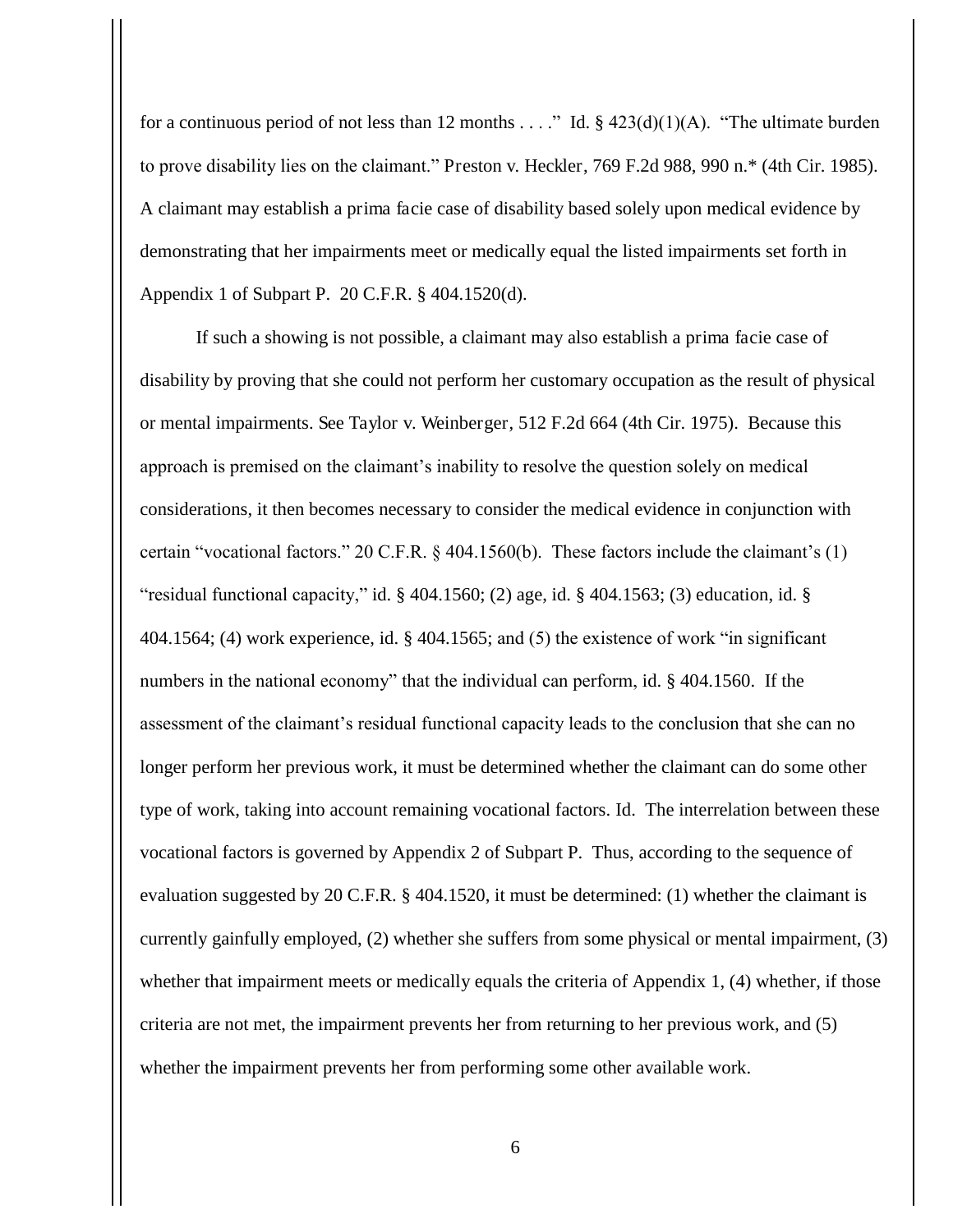for a continuous period of not less than 12 months . . . ." Id. § 423(d)(1)(A). "The ultimate burden to prove disability lies on the claimant." Preston v. Heckler, 769 F.2d 988, 990 n.* (4th Cir. 1985). A claimant may establish a prima facie case of disability based solely upon medical evidence by demonstrating that her impairments meet or medically equal the listed impairments set forth in Appendix 1 of Subpart P. 20 C.F.R. § 404.1520(d).

If such a showing is not possible, a claimant may also establish a prima facie case of disability by proving that she could not perform her customary occupation as the result of physical or mental impairments. See Taylor v. Weinberger, 512 F.2d 664 (4th Cir. 1975). Because this approach is premised on the claimant's inability to resolve the question solely on medical considerations, it then becomes necessary to consider the medical evidence in conjunction with certain "vocational factors." 20 C.F.R. § 404.1560(b). These factors include the claimant's (1) "residual functional capacity," id. § 404.1560; (2) age, id. § 404.1563; (3) education, id. § 404.1564; (4) work experience, id. § 404.1565; and (5) the existence of work "in significant numbers in the national economy" that the individual can perform, id. § 404.1560. If the assessment of the claimant's residual functional capacity leads to the conclusion that she can no longer perform her previous work, it must be determined whether the claimant can do some other type of work, taking into account remaining vocational factors. Id. The interrelation between these vocational factors is governed by Appendix 2 of Subpart P. Thus, according to the sequence of evaluation suggested by 20 C.F.R. § 404.1520, it must be determined: (1) whether the claimant is currently gainfully employed, (2) whether she suffers from some physical or mental impairment, (3) whether that impairment meets or medically equals the criteria of Appendix 1, (4) whether, if those criteria are not met, the impairment prevents her from returning to her previous work, and (5) whether the impairment prevents her from performing some other available work.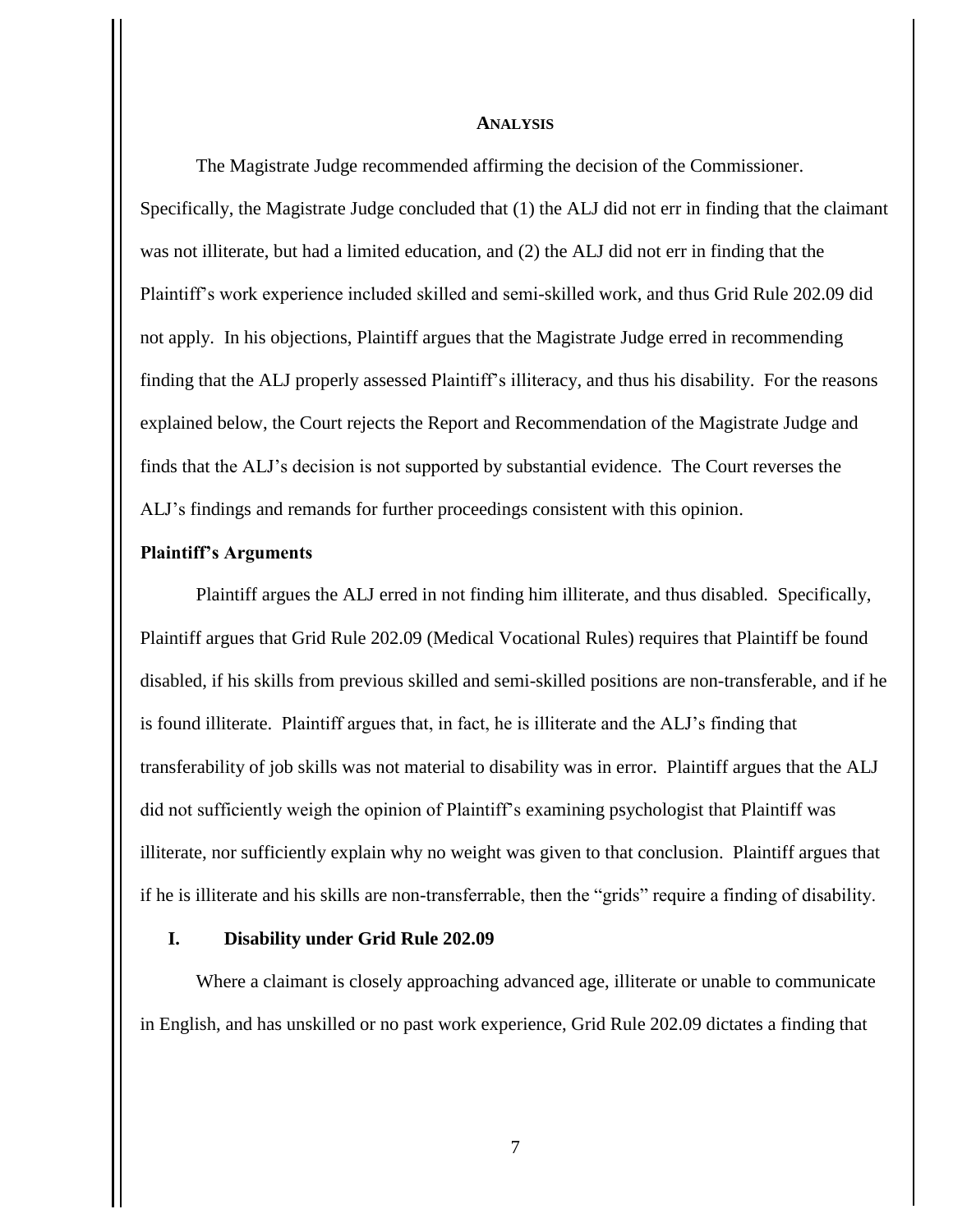## ANALYSIS

The Magistrate Judge recommended affirming the decision of the Commissioner. Specifically, the Magistrate Judge concluded that (1) the ALJ did not err in finding that the claimant was not illiterate, but had a limited education, and (2) the ALJ did not err in finding that the Plaintiff's work experience included skilled and semi-skilled work, and thus Grid Rule 202.09 did not apply. In his objections, Plaintiff argues that the Magistrate Judge erred in recommending finding that the ALJ properly assessed Plaintiff's illiteracy, and thus his disability. For the reasons explained below, the Court rejects the Report and Recommendation of the Magistrate Judge and finds that the ALJ's decision is not supported by substantial evidence. The Court reverses the ALJ's findings and remands for further proceedings consistent with this opinion.

**Plaintiff's Arguments**

Plaintiff argues the ALJ erred in not finding him illiterate, and thus disabled. Specifically, Plaintiff argues that Grid Rule 202.09 (Medical Vocational Rules) requires that Plaintiff be found disabled, if his skills from previous skilled and semi-skilled positions are non-transferable, and if he is found illiterate. Plaintiff argues that, in fact, he is illiterate and the ALJ's finding that transferability of job skills was not material to disability was in error. Plaintiff argues that the ALJ did not sufficiently weigh the opinion of Plaintiff's examining psychologist that Plaintiff was illiterate, nor sufficiently explain why no weight was given to that conclusion. Plaintiff argues that if he is illiterate and his skills are non-transferrable, then the "grids" require a finding of disability.

### I. Disability under Grid Rule 202.09

Where a claimant is closely approaching advanced age, illiterate or unable to communicate in English, and has unskilled or no past work experience, Grid Rule 202.09 dictates a finding that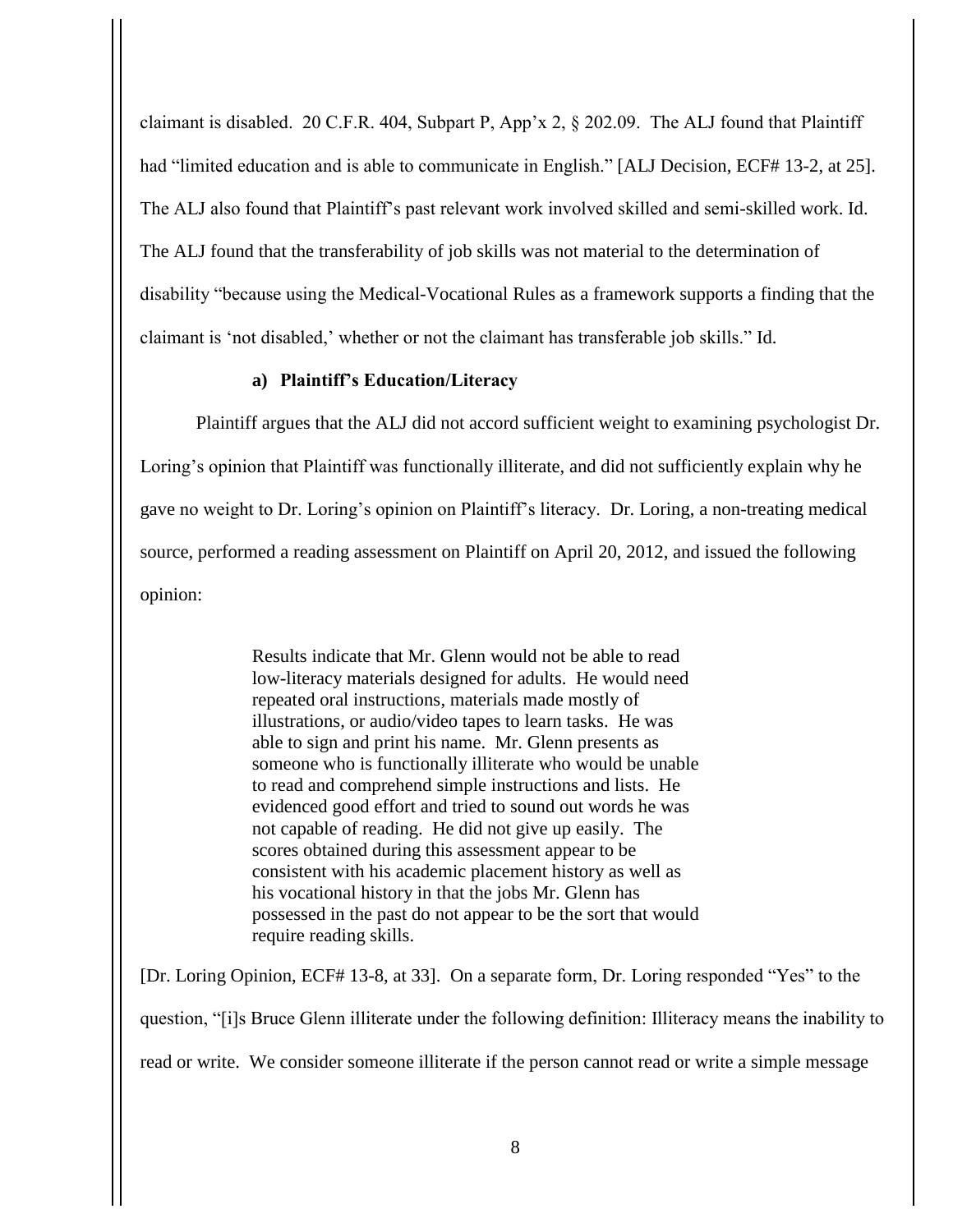claimant is disabled. 20 C.F.R. 404, Subpart P, App'x 2, § 202.09. The ALJ found that Plaintiff had "limited education and is able to communicate in English." [ALJ Decision, ECF# 13-2, at 25]. The ALJ also found that Plaintiff's past relevant work involved skilled and semi-skilled work. Id. The ALJ found that the transferability of job skills was not material to the determination of disability "because using the Medical-Vocational Rules as a framework supports a finding that the claimant is 'not disabled,' whether or not the claimant has transferable job skills." Id.

**a) Plaintiff's Education/Literacy**

Plaintiff argues that the ALJ did not accord sufficient weight to examining psychologist Dr. Loring's opinion that Plaintiff was functionally illiterate, and did not sufficiently explain why he gave no weight to Dr. Loring's opinion on Plaintiff's literacy. Dr. Loring, a non-treating medical source, performed a reading assessment on Plaintiff on April 20, 2012, and issued the following opinion:

> Results indicate that Mr. Glenn would not be able to read low-literacy materials designed for adults. He would need repeated oral instructions, materials made mostly of illustrations, or audio/video tapes to learn tasks. He was able to sign and print his name. Mr. Glenn presents as someone who is functionally illiterate who would be unable to read and comprehend simple instructions and lists. He evidenced good effort and tried to sound out words he was not capable of reading. He did not give up easily. The scores obtained during this assessment appear to be consistent with his academic placement history as well as his vocational history in that the jobs Mr. Glenn has possessed in the past do not appear to be the sort that would require reading skills.

[Dr. Loring Opinion, ECF# 13-8, at 33]. On a separate form, Dr. Loring responded "Yes" to the question, "[i]s Bruce Glenn illiterate under the following definition: Illiteracy means the inability to read or write. We consider someone illiterate if the person cannot read or write a simple message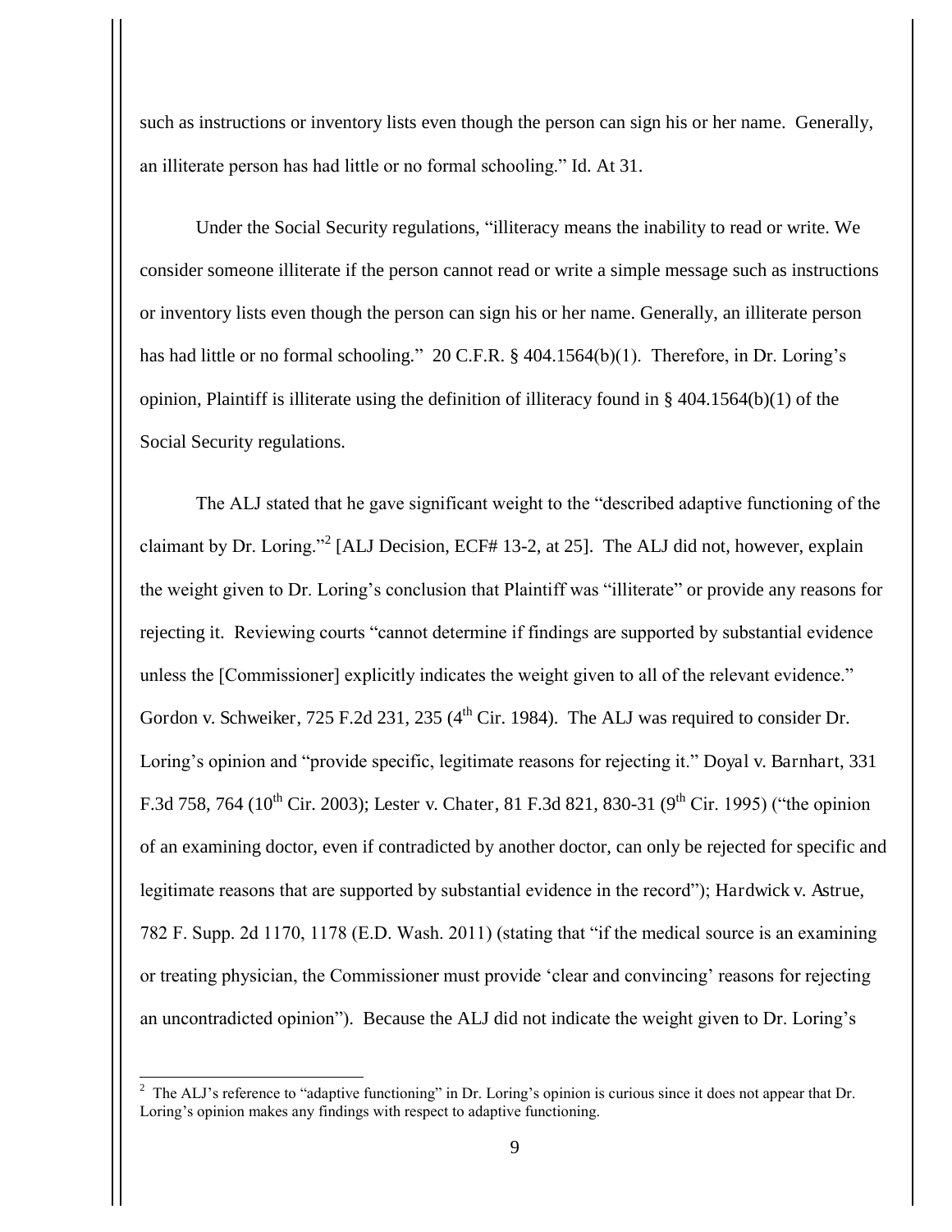such as instructions or inventory lists even though the person can sign his or her name. Generally, an illiterate person has had little or no formal schooling." Id. At 31.

Under the Social Security regulations, "illiteracy means the inability to read or write. We consider someone illiterate if the person cannot read or write a simple message such as instructions or inventory lists even though the person can sign his or her name. Generally, an illiterate person has had little or no formal schooling." 20 C.F.R. § 404.1564(b)(1). Therefore, in Dr. Loring's opinion, Plaintiff is illiterate using the definition of illiteracy found in § 404.1564(b)(1) of the Social Security regulations.

The ALJ stated that he gave significant weight to the "described adaptive functioning of the claimant by Dr. Loring."[2] [ALJ Decision, ECF# 13-2, at 25]. The ALJ did not, however, explain the weight given to Dr. Loring's conclusion that Plaintiff was "illiterate" or provide any reasons for rejecting it. Reviewing courts "cannot determine if findings are supported by substantial evidence unless the [Commissioner] explicitly indicates the weight given to all of the relevant evidence." Gordon v. Schweiker, 725 F.2d 231, 235 (4th Cir. 1984). The ALJ was required to consider Dr. Loring's opinion and "provide specific, legitimate reasons for rejecting it." Doyal v. Barnhart, 331 F.3d 758, 764 (10th Cir. 2003); Lester v. Chater, 81 F.3d 821, 830-31 (9th Cir. 1995) ("the opinion of an examining doctor, even if contradicted by another doctor, can only be rejected for specific and legitimate reasons that are supported by substantial evidence in the record"); Hardwick v. Astrue, 782 F. Supp. 2d 1170, 1178 (E.D. Wash. 2011) (stating that "if the medical source is an examining or treating physician, the Commissioner must provide 'clear and convincing' reasons for rejecting an uncontradicted opinion"). Because the ALJ did not indicate the weight given to Dr. Loring's

---

[2] The ALJ's reference to "adaptive functioning" in Dr. Loring's opinion is curious since it does not appear that Dr. Loring's opinion makes any findings with respect to adaptive functioning.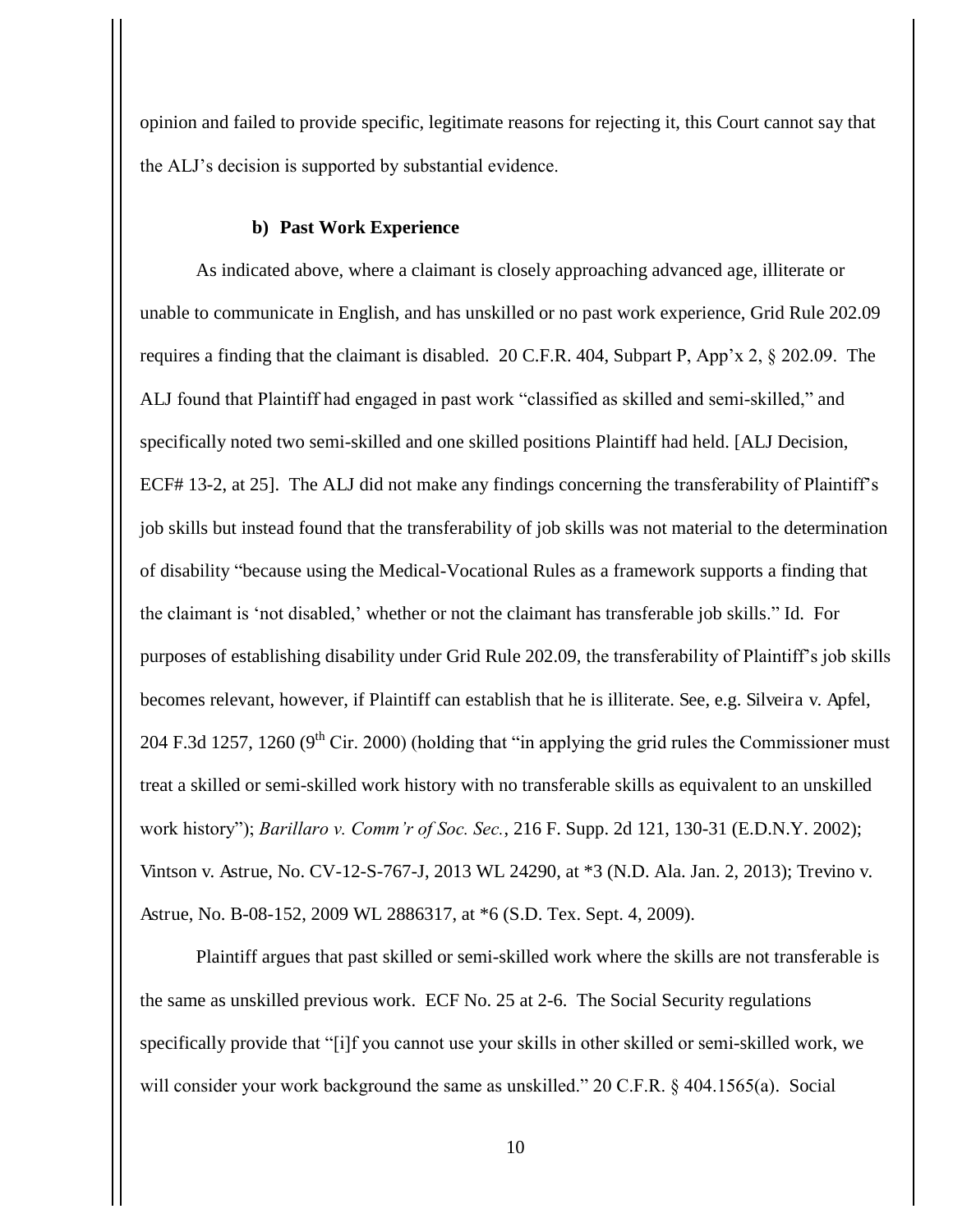opinion and failed to provide specific, legitimate reasons for rejecting it, this Court cannot say that the ALJ's decision is supported by substantial evidence.

**b) Past Work Experience**

As indicated above, where a claimant is closely approaching advanced age, illiterate or unable to communicate in English, and has unskilled or no past work experience, Grid Rule 202.09 requires a finding that the claimant is disabled. 20 C.F.R. 404, Subpart P, App'x 2, § 202.09. The ALJ found that Plaintiff had engaged in past work "classified as skilled and semi-skilled," and specifically noted two semi-skilled and one skilled positions Plaintiff had held. [ALJ Decision, ECF# 13-2, at 25]. The ALJ did not make any findings concerning the transferability of Plaintiff's job skills but instead found that the transferability of job skills was not material to the determination of disability "because using the Medical-Vocational Rules as a framework supports a finding that the claimant is 'not disabled,' whether or not the claimant has transferable job skills." Id. For purposes of establishing disability under Grid Rule 202.09, the transferability of Plaintiff's job skills becomes relevant, however, if Plaintiff can establish that he is illiterate. See, e.g. Silveira v. Apfel, 204 F.3d 1257, 1260 (9th Cir. 2000) (holding that "in applying the grid rules the Commissioner must treat a skilled or semi-skilled work history with no transferable skills as equivalent to an unskilled work history"); *Barillaro v. Comm'r of Soc. Sec.*, 216 F. Supp. 2d 121, 130-31 (E.D.N.Y. 2002); Vintson v. Astrue, No. CV-12-S-767-J, 2013 WL 24290, at *3 (N.D. Ala. Jan. 2, 2013); Trevino v. Astrue, No. B-08-152, 2009 WL 2886317, at *6 (S.D. Tex. Sept. 4, 2009).

Plaintiff argues that past skilled or semi-skilled work where the skills are not transferable is the same as unskilled previous work. ECF No. 25 at 2-6. The Social Security regulations specifically provide that "[i]f you cannot use your skills in other skilled or semi-skilled work, we will consider your work background the same as unskilled." 20 C.F.R. § 404.1565(a). Social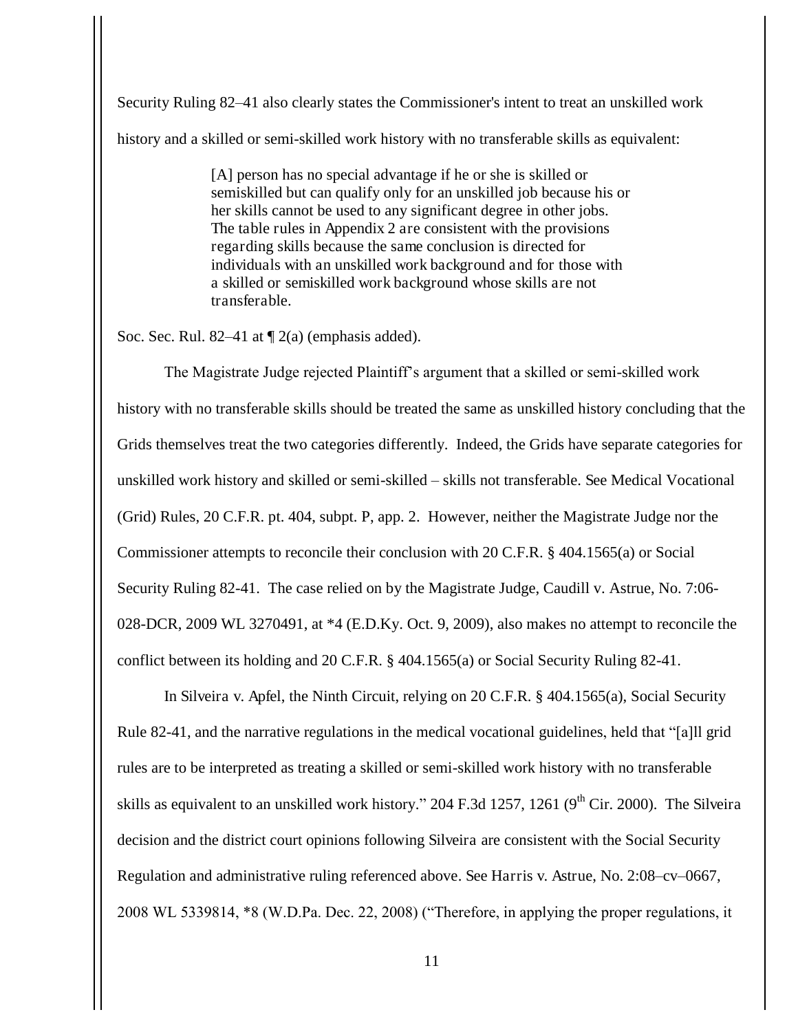Security Ruling 82–41 also clearly states the Commissioner's intent to treat an unskilled work history and a skilled or semi-skilled work history with no transferable skills as equivalent:

> [A] person has no special advantage if he or she is skilled or semiskilled but can qualify only for an unskilled job because his or her skills cannot be used to any significant degree in other jobs. The table rules in Appendix 2 are consistent with the provisions regarding skills because the same conclusion is directed for individuals with an unskilled work background and for those with a skilled or semiskilled work background whose skills are not transferable.

Soc. Sec. Rul. 82–41 at ¶ 2(a) (emphasis added).

The Magistrate Judge rejected Plaintiff's argument that a skilled or semi-skilled work history with no transferable skills should be treated the same as unskilled history concluding that the Grids themselves treat the two categories differently. Indeed, the Grids have separate categories for unskilled work history and skilled or semi-skilled – skills not transferable. See Medical Vocational (Grid) Rules, 20 C.F.R. pt. 404, subpt. P, app. 2. However, neither the Magistrate Judge nor the Commissioner attempts to reconcile their conclusion with 20 C.F.R. § 404.1565(a) or Social Security Ruling 82-41. The case relied on by the Magistrate Judge, Caudill v. Astrue, No. 7:06-028-DCR, 2009 WL 3270491, at *4 (E.D.Ky. Oct. 9, 2009), also makes no attempt to reconcile the conflict between its holding and 20 C.F.R. § 404.1565(a) or Social Security Ruling 82-41.

In Silveira v. Apfel, the Ninth Circuit, relying on 20 C.F.R. § 404.1565(a), Social Security Rule 82-41, and the narrative regulations in the medical vocational guidelines, held that "[a]ll grid rules are to be interpreted as treating a skilled or semi-skilled work history with no transferable skills as equivalent to an unskilled work history." 204 F.3d 1257, 1261 (9th Cir. 2000). The Silveira decision and the district court opinions following Silveira are consistent with the Social Security Regulation and administrative ruling referenced above. See Harris v. Astrue, No. 2:08–cv–0667, 2008 WL 5339814, *8 (W.D.Pa. Dec. 22, 2008) ("Therefore, in applying the proper regulations, it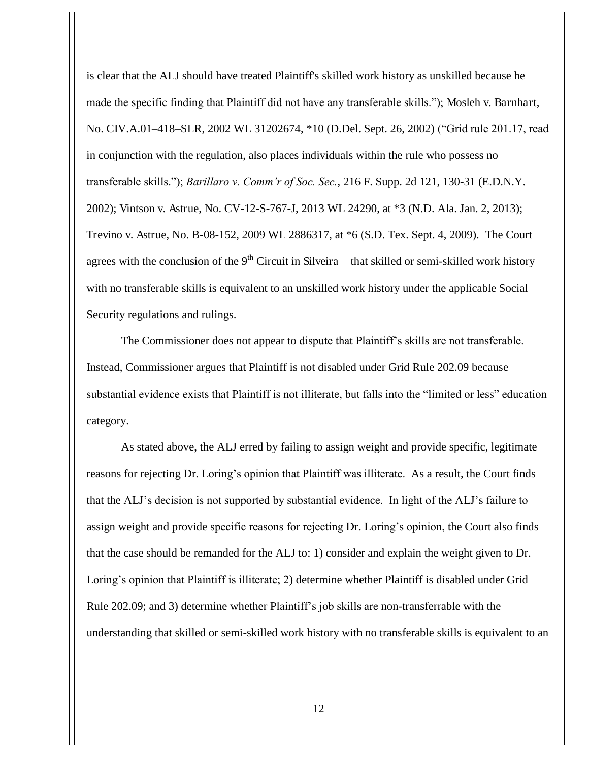is clear that the ALJ should have treated Plaintiff's skilled work history as unskilled because he made the specific finding that Plaintiff did not have any transferable skills."); Mosleh v. Barnhart, No. CIV.A.01–418–SLR, 2002 WL 31202674, *10 (D.Del. Sept. 26, 2002) ("Grid rule 201.17, read in conjunction with the regulation, also places individuals within the rule who possess no transferable skills."); *Barillaro v. Comm'r of Soc. Sec.*, 216 F. Supp. 2d 121, 130-31 (E.D.N.Y. 2002); Vintson v. Astrue, No. CV-12-S-767-J, 2013 WL 24290, at *3 (N.D. Ala. Jan. 2, 2013); Trevino v. Astrue, No. B-08-152, 2009 WL 2886317, at *6 (S.D. Tex. Sept. 4, 2009). The Court agrees with the conclusion of the 9th Circuit in Silveira – that skilled or semi-skilled work history with no transferable skills is equivalent to an unskilled work history under the applicable Social Security regulations and rulings.

The Commissioner does not appear to dispute that Plaintiff's skills are not transferable. Instead, Commissioner argues that Plaintiff is not disabled under Grid Rule 202.09 because substantial evidence exists that Plaintiff is not illiterate, but falls into the "limited or less" education category.

As stated above, the ALJ erred by failing to assign weight and provide specific, legitimate reasons for rejecting Dr. Loring's opinion that Plaintiff was illiterate. As a result, the Court finds that the ALJ's decision is not supported by substantial evidence. In light of the ALJ's failure to assign weight and provide specific reasons for rejecting Dr. Loring's opinion, the Court also finds that the case should be remanded for the ALJ to: 1) consider and explain the weight given to Dr. Loring's opinion that Plaintiff is illiterate; 2) determine whether Plaintiff is disabled under Grid Rule 202.09; and 3) determine whether Plaintiff's job skills are non-transferrable with the understanding that skilled or semi-skilled work history with no transferable skills is equivalent to an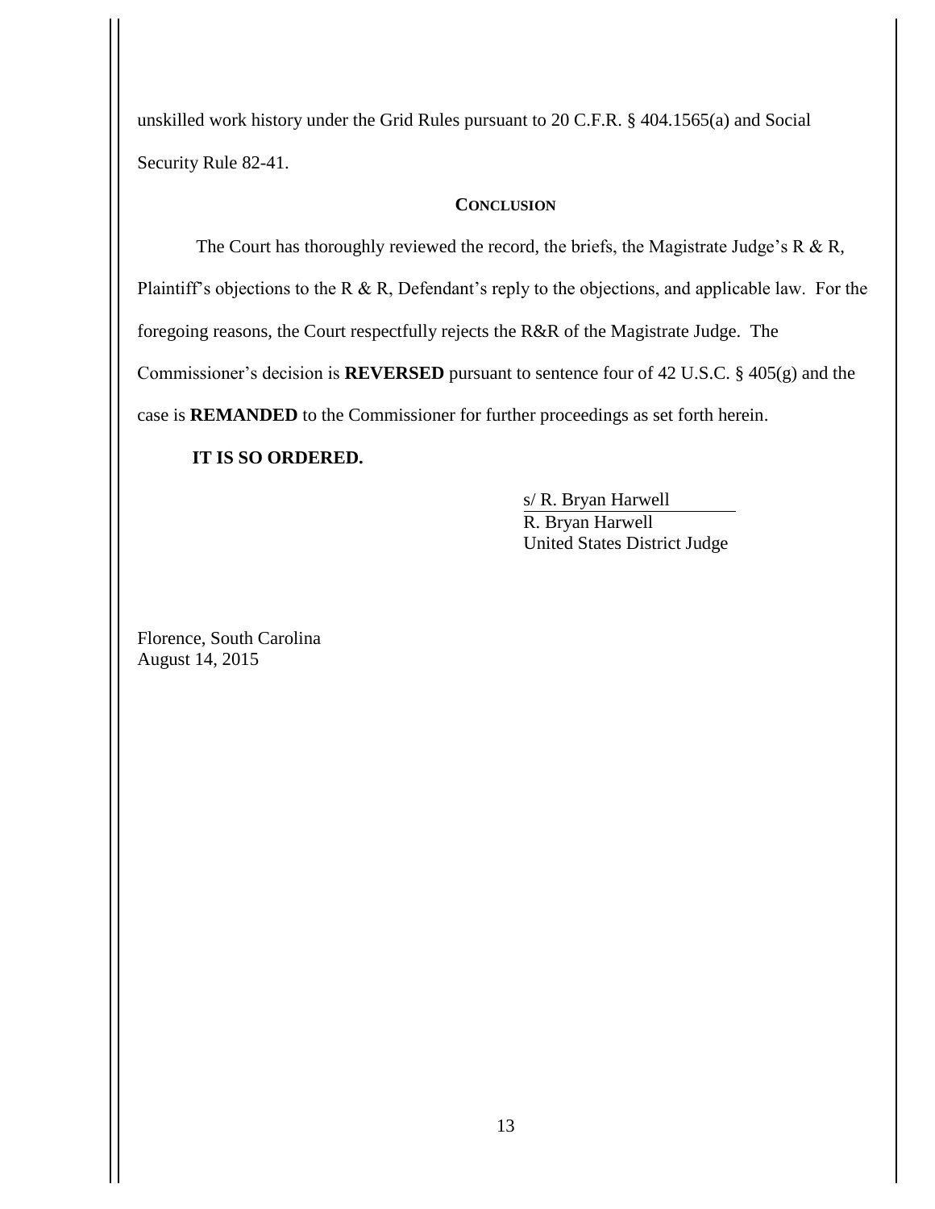unskilled work history under the Grid Rules pursuant to 20 C.F.R. § 404.1565(a) and Social Security Rule 82-41.

## CONCLUSION

The Court has thoroughly reviewed the record, the briefs, the Magistrate Judge's R & R, Plaintiff's objections to the R & R, Defendant's reply to the objections, and applicable law. For the foregoing reasons, the Court respectfully rejects the R&R of the Magistrate Judge. The Commissioner's decision is **REVERSED** pursuant to sentence four of 42 U.S.C. § 405(g) and the case is **REMANDED** to the Commissioner for further proceedings as set forth herein.

**IT IS SO ORDERED.**

s/ R. Bryan Harwell
R. Bryan Harwell
United States District Judge

Florence, South Carolina
August 14, 2015